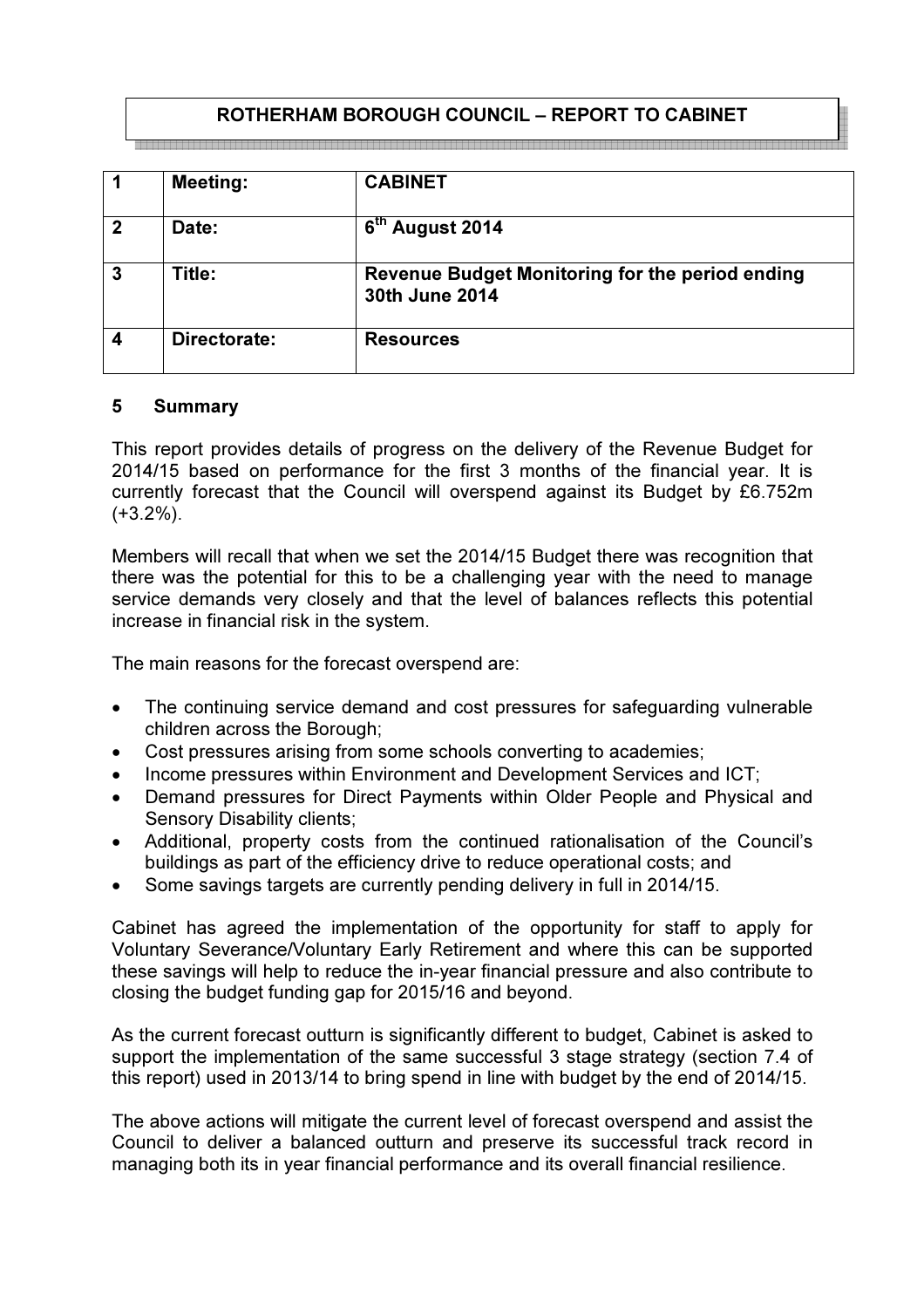**ROTHERHAM BOROUGH COUNCIL – REPORT TO CABINET**

| 1 | Meeting: | CABINET |
|---|---|---|
| 2 | Date: | 6th August 2014 |
| 3 | Title: | Revenue Budget Monitoring for the period ending 30th June 2014 |
| 4 | Directorate: | Resources |

## 5 Summary

This report provides details of progress on the delivery of the Revenue Budget for 2014/15 based on performance for the first 3 months of the financial year. It is currently forecast that the Council will overspend against its Budget by £6.752m (+3.2%).

Members will recall that when we set the 2014/15 Budget there was recognition that there was the potential for this to be a challenging year with the need to manage service demands very closely and that the level of balances reflects this potential increase in financial risk in the system.

The main reasons for the forecast overspend are:

- The continuing service demand and cost pressures for safeguarding vulnerable children across the Borough;
- Cost pressures arising from some schools converting to academies;
- Income pressures within Environment and Development Services and ICT;
- Demand pressures for Direct Payments within Older People and Physical and Sensory Disability clients;
- Additional, property costs from the continued rationalisation of the Council's buildings as part of the efficiency drive to reduce operational costs; and
- Some savings targets are currently pending delivery in full in 2014/15.

Cabinet has agreed the implementation of the opportunity for staff to apply for Voluntary Severance/Voluntary Early Retirement and where this can be supported these savings will help to reduce the in-year financial pressure and also contribute to closing the budget funding gap for 2015/16 and beyond.

As the current forecast outturn is significantly different to budget, Cabinet is asked to support the implementation of the same successful 3 stage strategy (section 7.4 of this report) used in 2013/14 to bring spend in line with budget by the end of 2014/15.

The above actions will mitigate the current level of forecast overspend and assist the Council to deliver a balanced outturn and preserve its successful track record in managing both its in year financial performance and its overall financial resilience.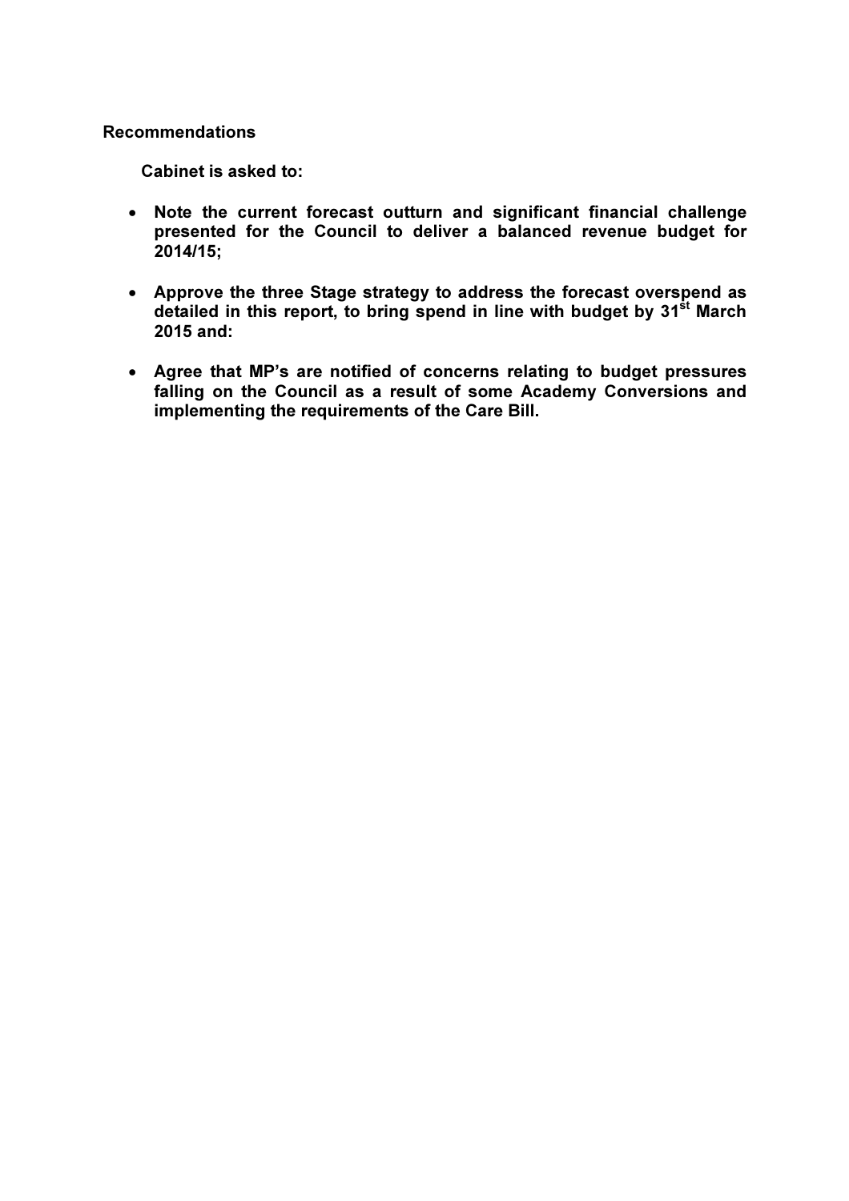**Recommendations**

**Cabinet is asked to:**

- **Note the current forecast outturn and significant financial challenge presented for the Council to deliver a balanced revenue budget for 2014/15;**

- **Approve the three Stage strategy to address the forecast overspend as detailed in this report, to bring spend in line with budget by 31st March 2015 and:**

- **Agree that MP's are notified of concerns relating to budget pressures falling on the Council as a result of some Academy Conversions and implementing the requirements of the Care Bill.**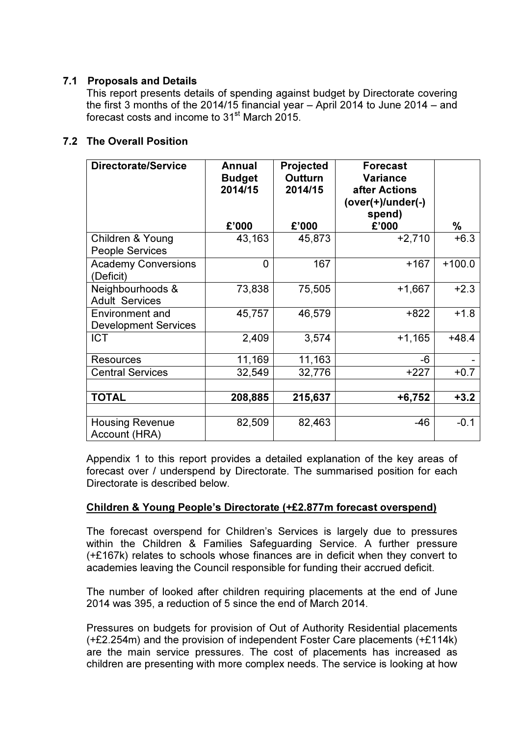## 7.1 Proposals and Details

This report presents details of spending against budget by Directorate covering the first 3 months of the 2014/15 financial year – April 2014 to June 2014 – and forecast costs and income to 31st March 2015.

## 7.2 The Overall Position

| Directorate/Service | Annual Budget 2014/15<br><br>£'000 | Projected Outturn 2014/15<br><br>£'000 | Forecast Variance after Actions (over(+)/under(-) spend)<br>£'000 | % |
|---|---|---|---|---|
| Children & Young People Services | 43,163 | 45,873 | +2,710 | +6.3 |
| Academy Conversions (Deficit) | 0 | 167 | +167 | +100.0 |
| Neighbourhoods & Adult Services | 73,838 | 75,505 | +1,667 | +2.3 |
| Environment and Development Services | 45,757 | 46,579 | +822 | +1.8 |
| ICT | 2,409 | 3,574 | +1,165 | +48.4 |
| Resources | 11,169 | 11,163 | -6 | - |
| Central Services | 32,549 | 32,776 | +227 | +0.7 |
| | | | | |
| **TOTAL** | **208,885** | **215,637** | **+6,752** | **+3.2** |
| | | | | |
| Housing Revenue Account (HRA) | 82,509 | 82,463 | -46 | -0.1 |

Appendix 1 to this report provides a detailed explanation of the key areas of forecast over / underspend by Directorate. The summarised position for each Directorate is described below.

**Children & Young People's Directorate (+£2.877m forecast overspend)**

The forecast overspend for Children's Services is largely due to pressures within the Children & Families Safeguarding Service. A further pressure (+£167k) relates to schools whose finances are in deficit when they convert to academies leaving the Council responsible for funding their accrued deficit.

The number of looked after children requiring placements at the end of June 2014 was 395, a reduction of 5 since the end of March 2014.

Pressures on budgets for provision of Out of Authority Residential placements (+£2.254m) and the provision of independent Foster Care placements (+£114k) are the main service pressures. The cost of placements has increased as children are presenting with more complex needs. The service is looking at how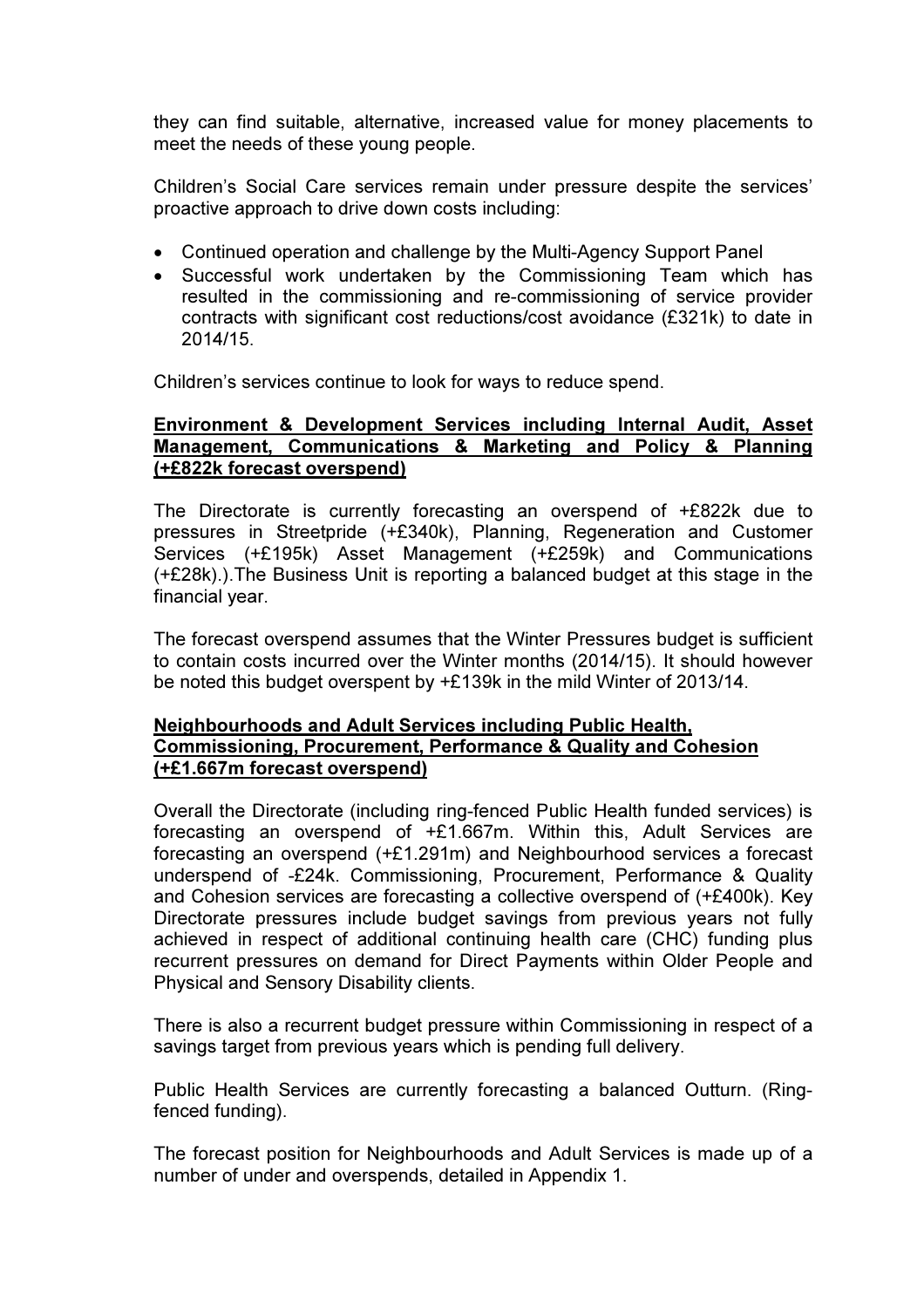they can find suitable, alternative, increased value for money placements to meet the needs of these young people.

Children's Social Care services remain under pressure despite the services' proactive approach to drive down costs including:

- Continued operation and challenge by the Multi-Agency Support Panel
- Successful work undertaken by the Commissioning Team which has resulted in the commissioning and re-commissioning of service provider contracts with significant cost reductions/cost avoidance (£321k) to date in 2014/15.

Children's services continue to look for ways to reduce spend.

**Environment & Development Services including Internal Audit, Asset Management, Communications & Marketing and Policy & Planning (+£822k forecast overspend)**

The Directorate is currently forecasting an overspend of +£822k due to pressures in Streetpride (+£340k), Planning, Regeneration and Customer Services (+£195k) Asset Management (+£259k) and Communications (+£28k).).The Business Unit is reporting a balanced budget at this stage in the financial year.

The forecast overspend assumes that the Winter Pressures budget is sufficient to contain costs incurred over the Winter months (2014/15). It should however be noted this budget overspent by +£139k in the mild Winter of 2013/14.

**Neighbourhoods and Adult Services including Public Health, Commissioning, Procurement, Performance & Quality and Cohesion (+£1.667m forecast overspend)**

Overall the Directorate (including ring-fenced Public Health funded services) is forecasting an overspend of +£1.667m. Within this, Adult Services are forecasting an overspend (+£1.291m) and Neighbourhood services a forecast underspend of -£24k. Commissioning, Procurement, Performance & Quality and Cohesion services are forecasting a collective overspend of (+£400k). Key Directorate pressures include budget savings from previous years not fully achieved in respect of additional continuing health care (CHC) funding plus recurrent pressures on demand for Direct Payments within Older People and Physical and Sensory Disability clients.

There is also a recurrent budget pressure within Commissioning in respect of a savings target from previous years which is pending full delivery.

Public Health Services are currently forecasting a balanced Outturn. (Ring-fenced funding).

The forecast position for Neighbourhoods and Adult Services is made up of a number of under and overspends, detailed in Appendix 1.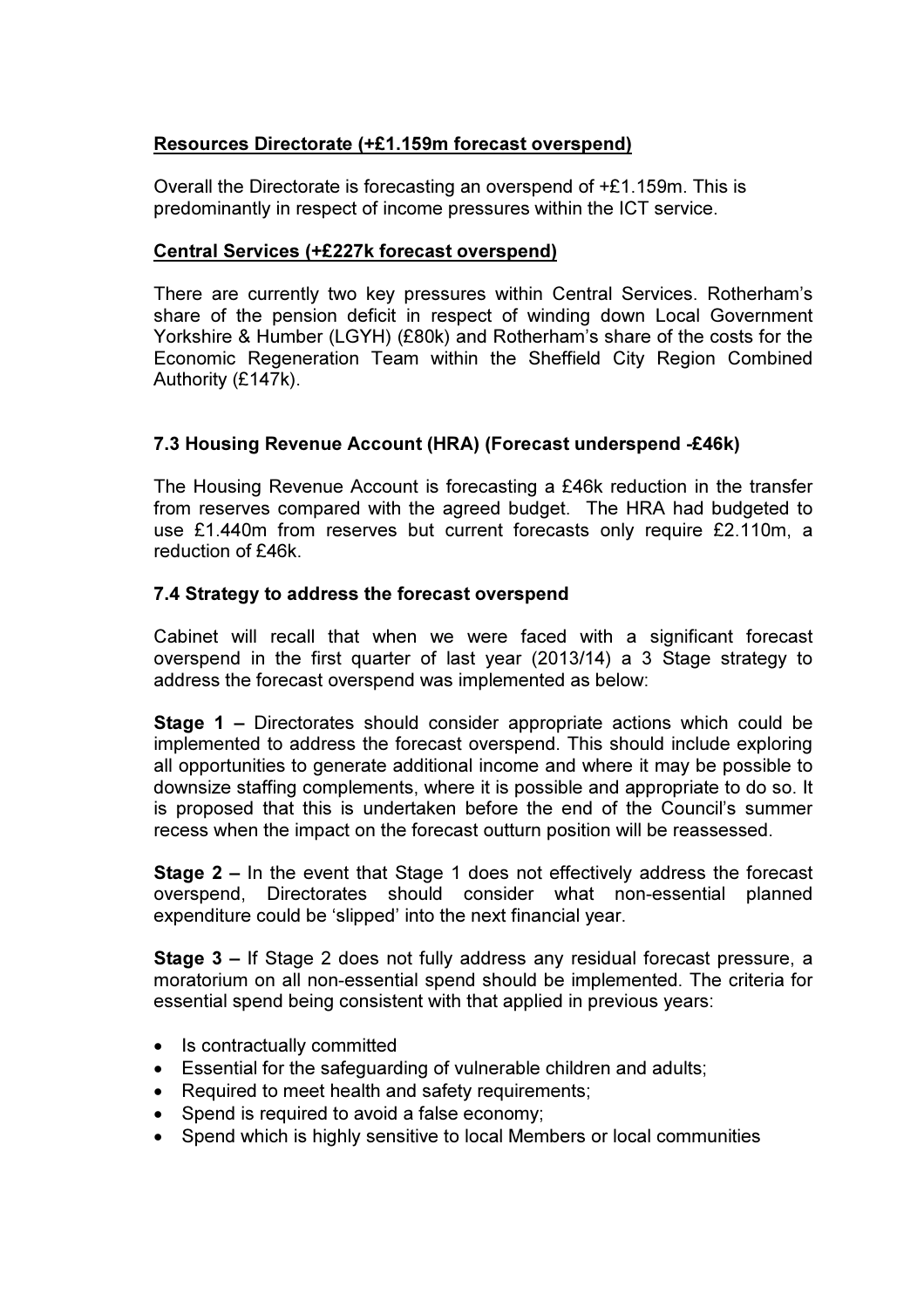**Resources Directorate (+£1.159m forecast overspend)**

Overall the Directorate is forecasting an overspend of +£1.159m. This is predominantly in respect of income pressures within the ICT service.

**Central Services (+£227k forecast overspend)**

There are currently two key pressures within Central Services. Rotherham's share of the pension deficit in respect of winding down Local Government Yorkshire & Humber (LGYH) (£80k) and Rotherham's share of the costs for the Economic Regeneration Team within the Sheffield City Region Combined Authority (£147k).

### 7.3 Housing Revenue Account (HRA) (Forecast underspend -£46k)

The Housing Revenue Account is forecasting a £46k reduction in the transfer from reserves compared with the agreed budget. The HRA had budgeted to use £1.440m from reserves but current forecasts only require £2.110m, a reduction of £46k.

### 7.4 Strategy to address the forecast overspend

Cabinet will recall that when we were faced with a significant forecast overspend in the first quarter of last year (2013/14) a 3 Stage strategy to address the forecast overspend was implemented as below:

**Stage 1 –** Directorates should consider appropriate actions which could be implemented to address the forecast overspend. This should include exploring all opportunities to generate additional income and where it may be possible to downsize staffing complements, where it is possible and appropriate to do so. It is proposed that this is undertaken before the end of the Council's summer recess when the impact on the forecast outturn position will be reassessed.

**Stage 2 –** In the event that Stage 1 does not effectively address the forecast overspend, Directorates should consider what non-essential planned expenditure could be 'slipped' into the next financial year.

**Stage 3 –** If Stage 2 does not fully address any residual forecast pressure, a moratorium on all non-essential spend should be implemented. The criteria for essential spend being consistent with that applied in previous years:

- Is contractually committed
- Essential for the safeguarding of vulnerable children and adults;
- Required to meet health and safety requirements;
- Spend is required to avoid a false economy;
- Spend which is highly sensitive to local Members or local communities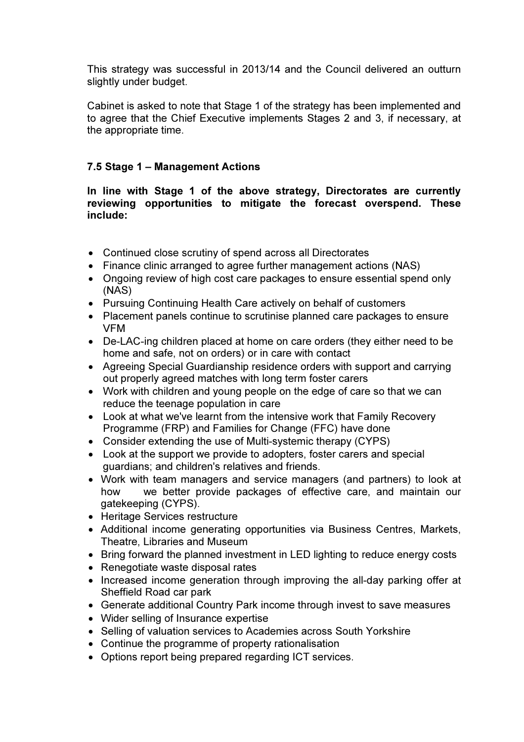This strategy was successful in 2013/14 and the Council delivered an outturn slightly under budget.

Cabinet is asked to note that Stage 1 of the strategy has been implemented and to agree that the Chief Executive implements Stages 2 and 3, if necessary, at the appropriate time.

### 7.5 Stage 1 – Management Actions

**In line with Stage 1 of the above strategy, Directorates are currently reviewing opportunities to mitigate the forecast overspend. These include:**

- Continued close scrutiny of spend across all Directorates
- Finance clinic arranged to agree further management actions (NAS)
- Ongoing review of high cost care packages to ensure essential spend only (NAS)
- Pursuing Continuing Health Care actively on behalf of customers
- Placement panels continue to scrutinise planned care packages to ensure VFM
- De-LAC-ing children placed at home on care orders (they either need to be home and safe, not on orders) or in care with contact
- Agreeing Special Guardianship residence orders with support and carrying out properly agreed matches with long term foster carers
- Work with children and young people on the edge of care so that we can reduce the teenage population in care
- Look at what we've learnt from the intensive work that Family Recovery Programme (FRP) and Families for Change (FFC) have done
- Consider extending the use of Multi-systemic therapy (CYPS)
- Look at the support we provide to adopters, foster carers and special guardians; and children's relatives and friends.
- Work with team managers and service managers (and partners) to look at how we better provide packages of effective care, and maintain our gatekeeping (CYPS).
- Heritage Services restructure
- Additional income generating opportunities via Business Centres, Markets, Theatre, Libraries and Museum
- Bring forward the planned investment in LED lighting to reduce energy costs
- Renegotiate waste disposal rates
- Increased income generation through improving the all-day parking offer at Sheffield Road car park
- Generate additional Country Park income through invest to save measures
- Wider selling of Insurance expertise
- Selling of valuation services to Academies across South Yorkshire
- Continue the programme of property rationalisation
- Options report being prepared regarding ICT services.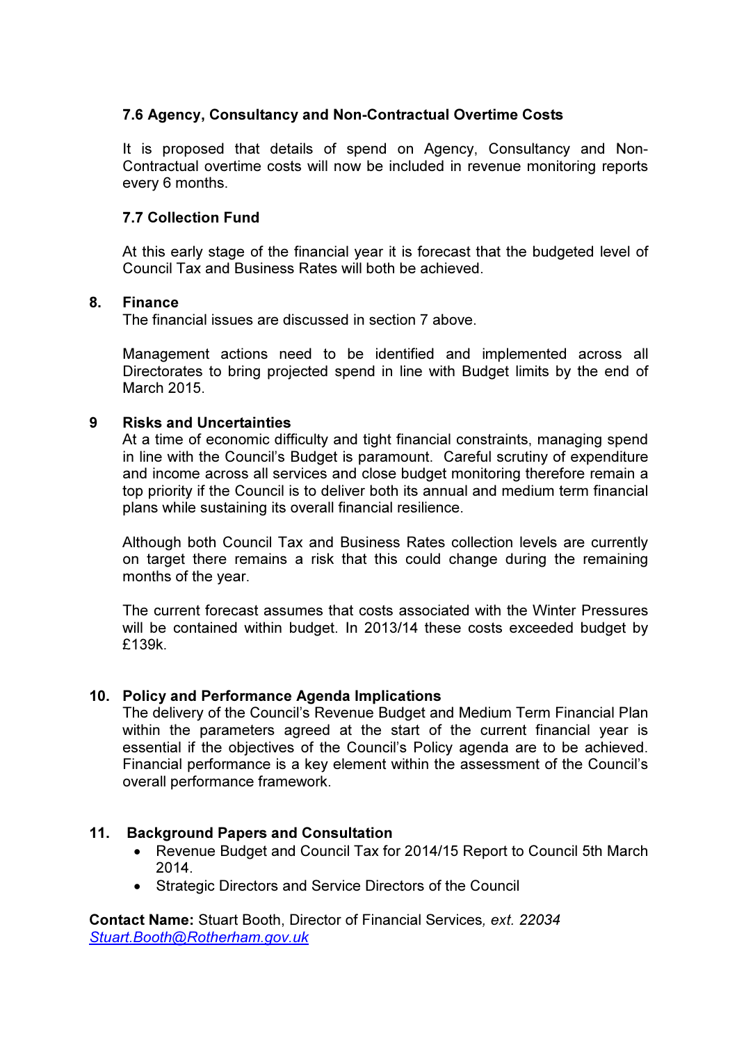### 7.6 Agency, Consultancy and Non-Contractual Overtime Costs

It is proposed that details of spend on Agency, Consultancy and Non-Contractual overtime costs will now be included in revenue monitoring reports every 6 months.

### 7.7 Collection Fund

At this early stage of the financial year it is forecast that the budgeted level of Council Tax and Business Rates will both be achieved.

## 8. Finance

The financial issues are discussed in section 7 above.

Management actions need to be identified and implemented across all Directorates to bring projected spend in line with Budget limits by the end of March 2015.

## 9 Risks and Uncertainties

At a time of economic difficulty and tight financial constraints, managing spend in line with the Council's Budget is paramount. Careful scrutiny of expenditure and income across all services and close budget monitoring therefore remain a top priority if the Council is to deliver both its annual and medium term financial plans while sustaining its overall financial resilience.

Although both Council Tax and Business Rates collection levels are currently on target there remains a risk that this could change during the remaining months of the year.

The current forecast assumes that costs associated with the Winter Pressures will be contained within budget. In 2013/14 these costs exceeded budget by £139k.

## 10. Policy and Performance Agenda Implications

The delivery of the Council's Revenue Budget and Medium Term Financial Plan within the parameters agreed at the start of the current financial year is essential if the objectives of the Council's Policy agenda are to be achieved. Financial performance is a key element within the assessment of the Council's overall performance framework.

## 11. Background Papers and Consultation

- Revenue Budget and Council Tax for 2014/15 Report to Council 5th March 2014.
- Strategic Directors and Service Directors of the Council

**Contact Name:** Stuart Booth, Director of Financial Services*, ext. 22034*
Stuart.Booth@Rotherham.gov.uk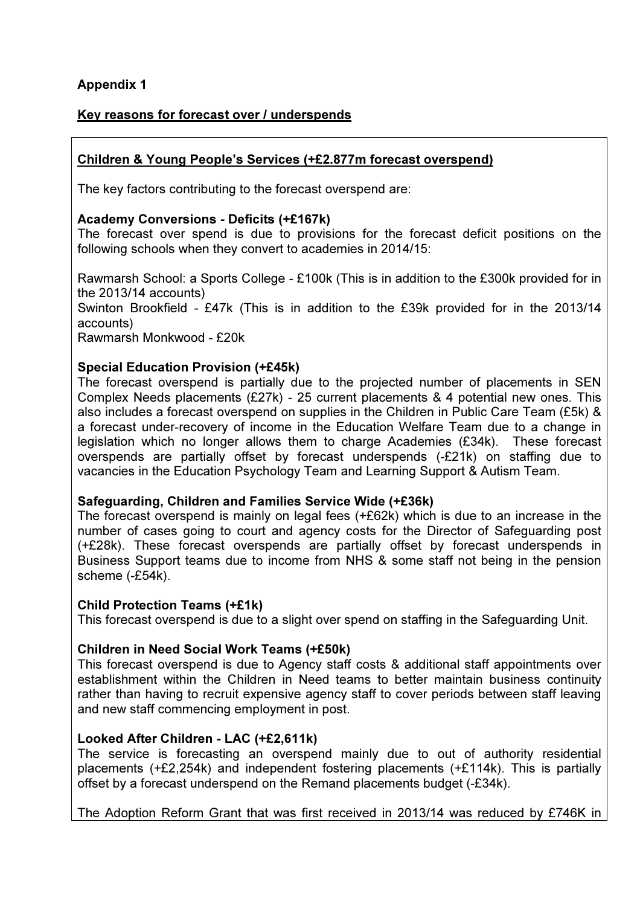**Appendix 1**

**Key reasons for forecast over / underspends**

**Children & Young People's Services (+£2.877m forecast overspend)**

The key factors contributing to the forecast overspend are:

**Academy Conversions - Deficits (+£167k)**
The forecast over spend is due to provisions for the forecast deficit positions on the following schools when they convert to academies in 2014/15:

Rawmarsh School: a Sports College - £100k (This is in addition to the £300k provided for in the 2013/14 accounts)
Swinton Brookfield - £47k (This is in addition to the £39k provided for in the 2013/14 accounts)
Rawmarsh Monkwood - £20k

**Special Education Provision (+£45k)**
The forecast overspend is partially due to the projected number of placements in SEN Complex Needs placements (£27k) - 25 current placements & 4 potential new ones. This also includes a forecast overspend on supplies in the Children in Public Care Team (£5k) & a forecast under-recovery of income in the Education Welfare Team due to a change in legislation which no longer allows them to charge Academies (£34k). These forecast overspends are partially offset by forecast underspends (-£21k) on staffing due to vacancies in the Education Psychology Team and Learning Support & Autism Team.

**Safeguarding, Children and Families Service Wide (+£36k)**
The forecast overspend is mainly on legal fees (+£62k) which is due to an increase in the number of cases going to court and agency costs for the Director of Safeguarding post (+£28k). These forecast overspends are partially offset by forecast underspends in Business Support teams due to income from NHS & some staff not being in the pension scheme (-£54k).

**Child Protection Teams (+£1k)**
This forecast overspend is due to a slight over spend on staffing in the Safeguarding Unit.

**Children in Need Social Work Teams (+£50k)**
This forecast overspend is due to Agency staff costs & additional staff appointments over establishment within the Children in Need teams to better maintain business continuity rather than having to recruit expensive agency staff to cover periods between staff leaving and new staff commencing employment in post.

**Looked After Children - LAC (+£2,611k)**
The service is forecasting an overspend mainly due to out of authority residential placements (+£2,254k) and independent fostering placements (+£114k). This is partially offset by a forecast underspend on the Remand placements budget (-£34k).

The Adoption Reform Grant that was first received in 2013/14 was reduced by £746K in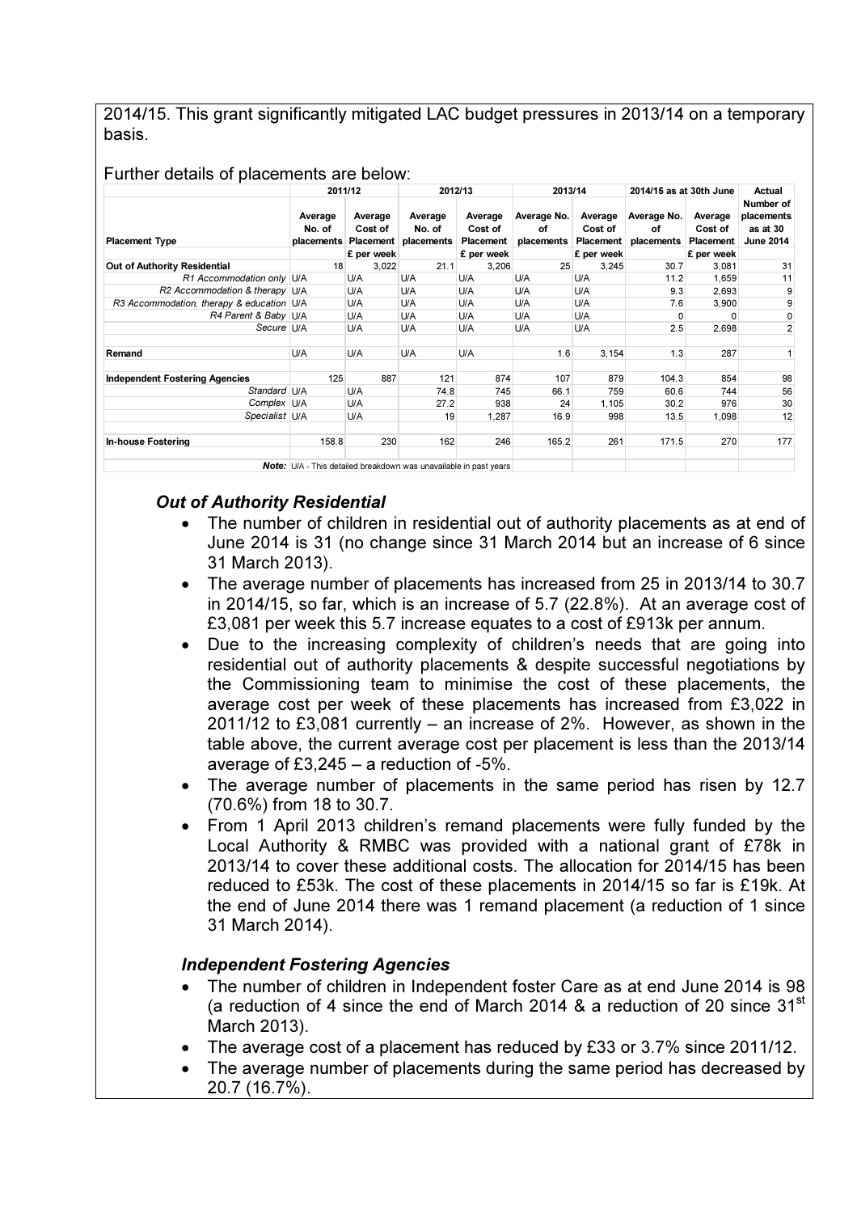2014/15. This grant significantly mitigated LAC budget pressures in 2013/14 on a temporary basis.

Further details of placements are below:

| | 2011/12 | | 2012/13 | | 2013/14 | | 2014/15 as at 30th June | | Actual |
|---|---|---|---|---|---|---|---|---|---|
| **Placement Type** | **Average No. of placements** | **Average Cost of Placement** | **Average No. of placements** | **Average Cost of Placement** | **Average No. of placements** | **Average Cost of Placement** | **Average No. of placements** | **Average Cost of Placement** | **Number of placements as at 30 June 2014** |
| | | **£ per week** | | **£ per week** | | **£ per week** | | **£ per week** | |
| **Out of Authority Residential** | 18 | 3,022 | 21.1 | 3,206 | 25 | 3,245 | 30.7 | 3,081 | 31 |
| *R1 Accommodation only* | U/A | U/A | U/A | U/A | U/A | U/A | 11.2 | 1,659 | 11 |
| *R2 Accommodation & therapy* | U/A | U/A | U/A | U/A | U/A | U/A | 9.3 | 2,693 | 9 |
| *R3 Accommodation, therapy & education* | U/A | U/A | U/A | U/A | U/A | U/A | 7.6 | 3,900 | 9 |
| *R4 Parent & Baby* | U/A | U/A | U/A | U/A | U/A | U/A | 0 | 0 | 0 |
| *Secure* | U/A | U/A | U/A | U/A | U/A | U/A | 2.5 | 2,698 | 2 |
| | | | | | | | | | |
| **Remand** | U/A | U/A | U/A | U/A | 1.6 | 3,154 | 1.3 | 287 | 1 |
| | | | | | | | | | |
| **Independent Fostering Agencies** | 125 | 887 | 121 | 874 | 107 | 879 | 104.3 | 854 | 98 |
| *Standard* | U/A | U/A | 74.8 | 745 | 66.1 | 759 | 60.6 | 744 | 56 |
| *Complex* | U/A | U/A | 27.2 | 938 | 24 | 1,105 | 30.2 | 976 | 30 |
| *Specialist* | U/A | U/A | 19 | 1,287 | 16.9 | 998 | 13.5 | 1,098 | 12 |
| | | | | | | | | | |
| **In-house Fostering** | 158.8 | 230 | 162 | 246 | 165.2 | 261 | 171.5 | 270 | 177 |
| | | | | | | | | | |
| ***Note:*** U/A - This detailed breakdown was unavailable in past years | | | | | | | | | |

### *Out of Authority Residential*

- The number of children in residential out of authority placements as at end of June 2014 is 31 (no change since 31 March 2014 but an increase of 6 since 31 March 2013).
- The average number of placements has increased from 25 in 2013/14 to 30.7 in 2014/15, so far, which is an increase of 5.7 (22.8%). At an average cost of £3,081 per week this 5.7 increase equates to a cost of £913k per annum.
- Due to the increasing complexity of children's needs that are going into residential out of authority placements & despite successful negotiations by the Commissioning team to minimise the cost of these placements, the average cost per week of these placements has increased from £3,022 in 2011/12 to £3,081 currently – an increase of 2%. However, as shown in the table above, the current average cost per placement is less than the 2013/14 average of £3,245 – a reduction of -5%.
- The average number of placements in the same period has risen by 12.7 (70.6%) from 18 to 30.7.
- From 1 April 2013 children's remand placements were fully funded by the Local Authority & RMBC was provided with a national grant of £78k in 2013/14 to cover these additional costs. The allocation for 2014/15 has been reduced to £53k. The cost of these placements in 2014/15 so far is £19k. At the end of June 2014 there was 1 remand placement (a reduction of 1 since 31 March 2014).

### *Independent Fostering Agencies*

- The number of children in Independent foster Care as at end June 2014 is 98 (a reduction of 4 since the end of March 2014 & a reduction of 20 since 31st March 2013).
- The average cost of a placement has reduced by £33 or 3.7% since 2011/12.
- The average number of placements during the same period has decreased by 20.7 (16.7%).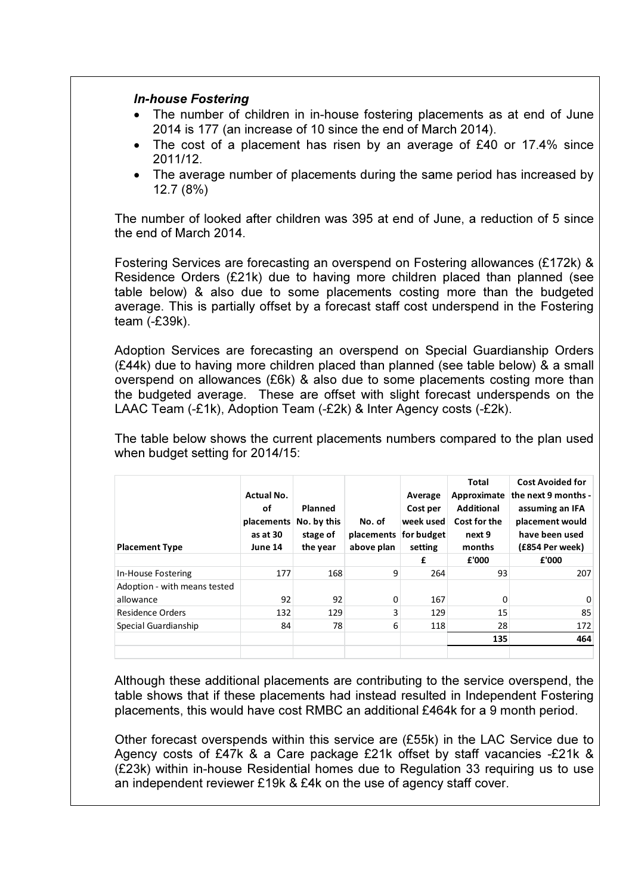***In-house Fostering***

- The number of children in in-house fostering placements as at end of June 2014 is 177 (an increase of 10 since the end of March 2014).
- The cost of a placement has risen by an average of £40 or 17.4% since 2011/12.
- The average number of placements during the same period has increased by 12.7 (8%)

The number of looked after children was 395 at end of June, a reduction of 5 since the end of March 2014.

Fostering Services are forecasting an overspend on Fostering allowances (£172k) & Residence Orders (£21k) due to having more children placed than planned (see table below) & also due to some placements costing more than the budgeted average. This is partially offset by a forecast staff cost underspend in the Fostering team (-£39k).

Adoption Services are forecasting an overspend on Special Guardianship Orders (£44k) due to having more children placed than planned (see table below) & a small overspend on allowances (£6k) & also due to some placements costing more than the budgeted average. These are offset with slight forecast underspends on the LAAC Team (-£1k), Adoption Team (-£2k) & Inter Agency costs (-£2k).

The table below shows the current placements numbers compared to the plan used when budget setting for 2014/15:

| Placement Type | Actual No. of placements as at 30 June 14 | Planned No. by this stage of the year | No. of placements above plan | Average Cost per week used for budget setting | Total Approximate Additional Cost for the next 9 months | Cost Avoided for the next 9 months - assuming an IFA placement would have been used (£854 Per week) |
|---|---|---|---|---|---|---|
| | | | | £ | £'000 | £'000 |
| In-House Fostering | 177 | 168 | 9 | 264 | 93 | 207 |
| Adoption - with means tested allowance | 92 | 92 | 0 | 167 | 0 | 0 |
| Residence Orders | 132 | 129 | 3 | 129 | 15 | 85 |
| Special Guardianship | 84 | 78 | 6 | 118 | 28 | 172 |
| | | | | | **135** | **464** |

Although these additional placements are contributing to the service overspend, the table shows that if these placements had instead resulted in Independent Fostering placements, this would have cost RMBC an additional £464k for a 9 month period.

Other forecast overspends within this service are (£55k) in the LAC Service due to Agency costs of £47k & a Care package £21k offset by staff vacancies -£21k & (£23k) within in-house Residential homes due to Regulation 33 requiring us to use an independent reviewer £19k & £4k on the use of agency staff cover.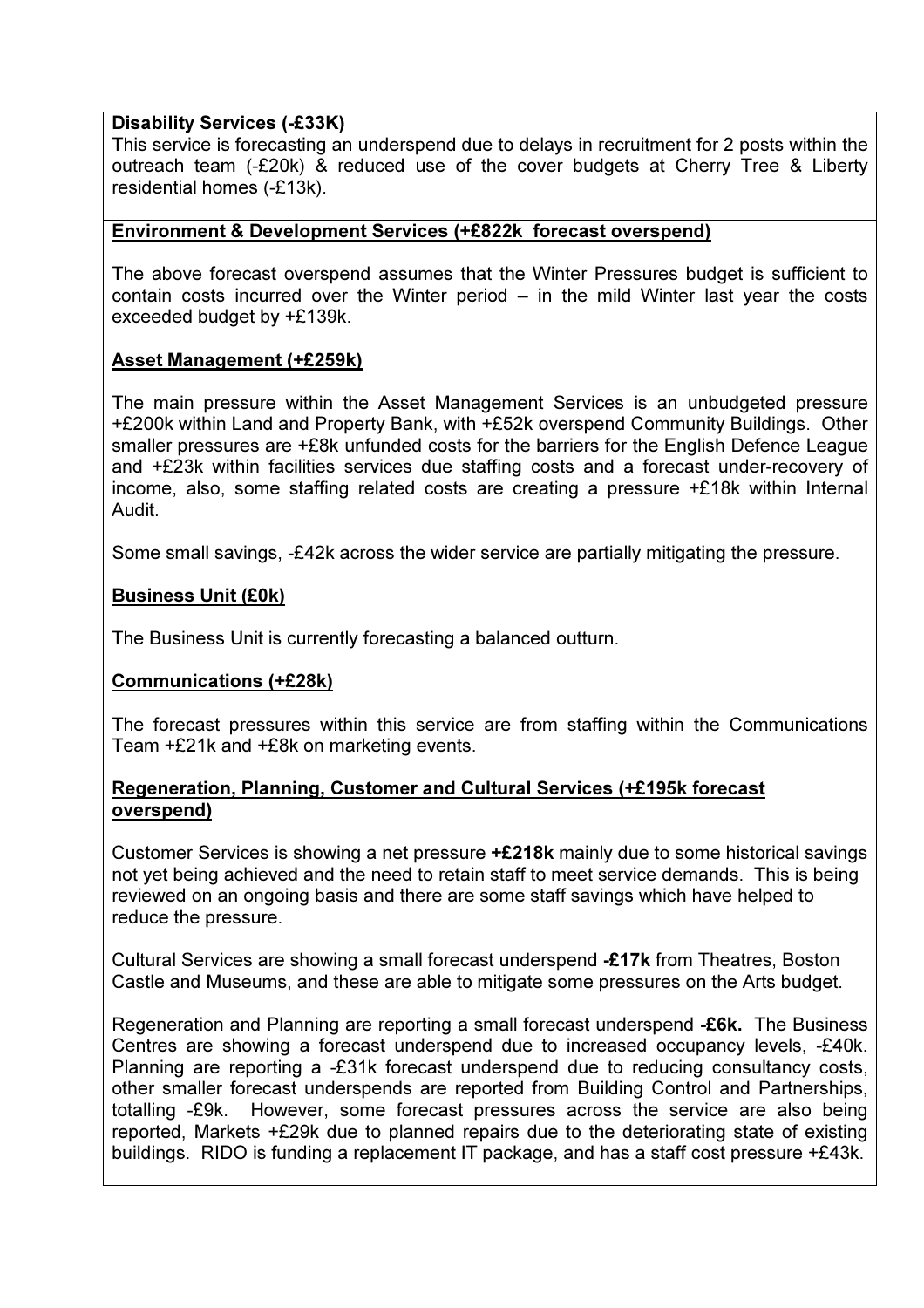**Disability Services (-£33K)**
This service is forecasting an underspend due to delays in recruitment for 2 posts within the outreach team (-£20k) & reduced use of the cover budgets at Cherry Tree & Liberty residential homes (-£13k).

**Environment & Development Services (+£822k forecast overspend)**

The above forecast overspend assumes that the Winter Pressures budget is sufficient to contain costs incurred over the Winter period – in the mild Winter last year the costs exceeded budget by +£139k.

**Asset Management (+£259k)**

The main pressure within the Asset Management Services is an unbudgeted pressure +£200k within Land and Property Bank, with +£52k overspend Community Buildings. Other smaller pressures are +£8k unfunded costs for the barriers for the English Defence League and +£23k within facilities services due staffing costs and a forecast under-recovery of income, also, some staffing related costs are creating a pressure +£18k within Internal Audit.

Some small savings, -£42k across the wider service are partially mitigating the pressure.

**Business Unit (£0k)**

The Business Unit is currently forecasting a balanced outturn.

**Communications (+£28k)**

The forecast pressures within this service are from staffing within the Communications Team +£21k and +£8k on marketing events.

**Regeneration, Planning, Customer and Cultural Services (+£195k forecast overspend)**

Customer Services is showing a net pressure **+£218k** mainly due to some historical savings not yet being achieved and the need to retain staff to meet service demands. This is being reviewed on an ongoing basis and there are some staff savings which have helped to reduce the pressure.

Cultural Services are showing a small forecast underspend **-£17k** from Theatres, Boston Castle and Museums, and these are able to mitigate some pressures on the Arts budget.

Regeneration and Planning are reporting a small forecast underspend **-£6k.** The Business Centres are showing a forecast underspend due to increased occupancy levels, -£40k. Planning are reporting a -£31k forecast underspend due to reducing consultancy costs, other smaller forecast underspends are reported from Building Control and Partnerships, totalling -£9k. However, some forecast pressures across the service are also being reported, Markets +£29k due to planned repairs due to the deteriorating state of existing buildings. RIDO is funding a replacement IT package, and has a staff cost pressure +£43k.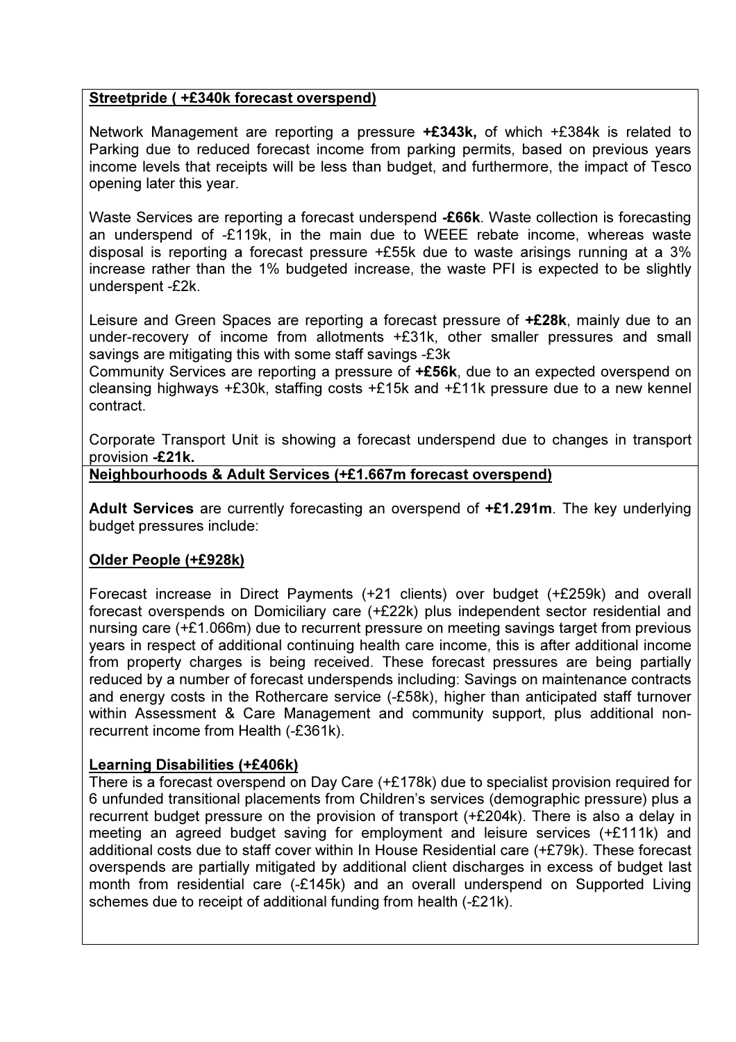**Streetpride ( +£340k forecast overspend)**

Network Management are reporting a pressure **+£343k,** of which +£384k is related to Parking due to reduced forecast income from parking permits, based on previous years income levels that receipts will be less than budget, and furthermore, the impact of Tesco opening later this year.

Waste Services are reporting a forecast underspend **-£66k**. Waste collection is forecasting an underspend of -£119k, in the main due to WEEE rebate income, whereas waste disposal is reporting a forecast pressure +£55k due to waste arisings running at a 3% increase rather than the 1% budgeted increase, the waste PFI is expected to be slightly underspent -£2k.

Leisure and Green Spaces are reporting a forecast pressure of **+£28k**, mainly due to an under-recovery of income from allotments +£31k, other smaller pressures and small savings are mitigating this with some staff savings -£3k
Community Services are reporting a pressure of **+£56k**, due to an expected overspend on cleansing highways +£30k, staffing costs +£15k and +£11k pressure due to a new kennel contract.

Corporate Transport Unit is showing a forecast underspend due to changes in transport provision **-£21k.**

**Neighbourhoods & Adult Services (+£1.667m forecast overspend)**

**Adult Services** are currently forecasting an overspend of **+£1.291m**. The key underlying budget pressures include:

**Older People (+£928k)**

Forecast increase in Direct Payments (+21 clients) over budget (+£259k) and overall forecast overspends on Domiciliary care (+£22k) plus independent sector residential and nursing care (+£1.066m) due to recurrent pressure on meeting savings target from previous years in respect of additional continuing health care income, this is after additional income from property charges is being received. These forecast pressures are being partially reduced by a number of forecast underspends including: Savings on maintenance contracts and energy costs in the Rothercare service (-£58k), higher than anticipated staff turnover within Assessment & Care Management and community support, plus additional non-recurrent income from Health (-£361k).

**Learning Disabilities (+£406k)**

There is a forecast overspend on Day Care (+£178k) due to specialist provision required for 6 unfunded transitional placements from Children's services (demographic pressure) plus a recurrent budget pressure on the provision of transport (+£204k). There is also a delay in meeting an agreed budget saving for employment and leisure services (+£111k) and additional costs due to staff cover within In House Residential care (+£79k). These forecast overspends are partially mitigated by additional client discharges in excess of budget last month from residential care (-£145k) and an overall underspend on Supported Living schemes due to receipt of additional funding from health (-£21k).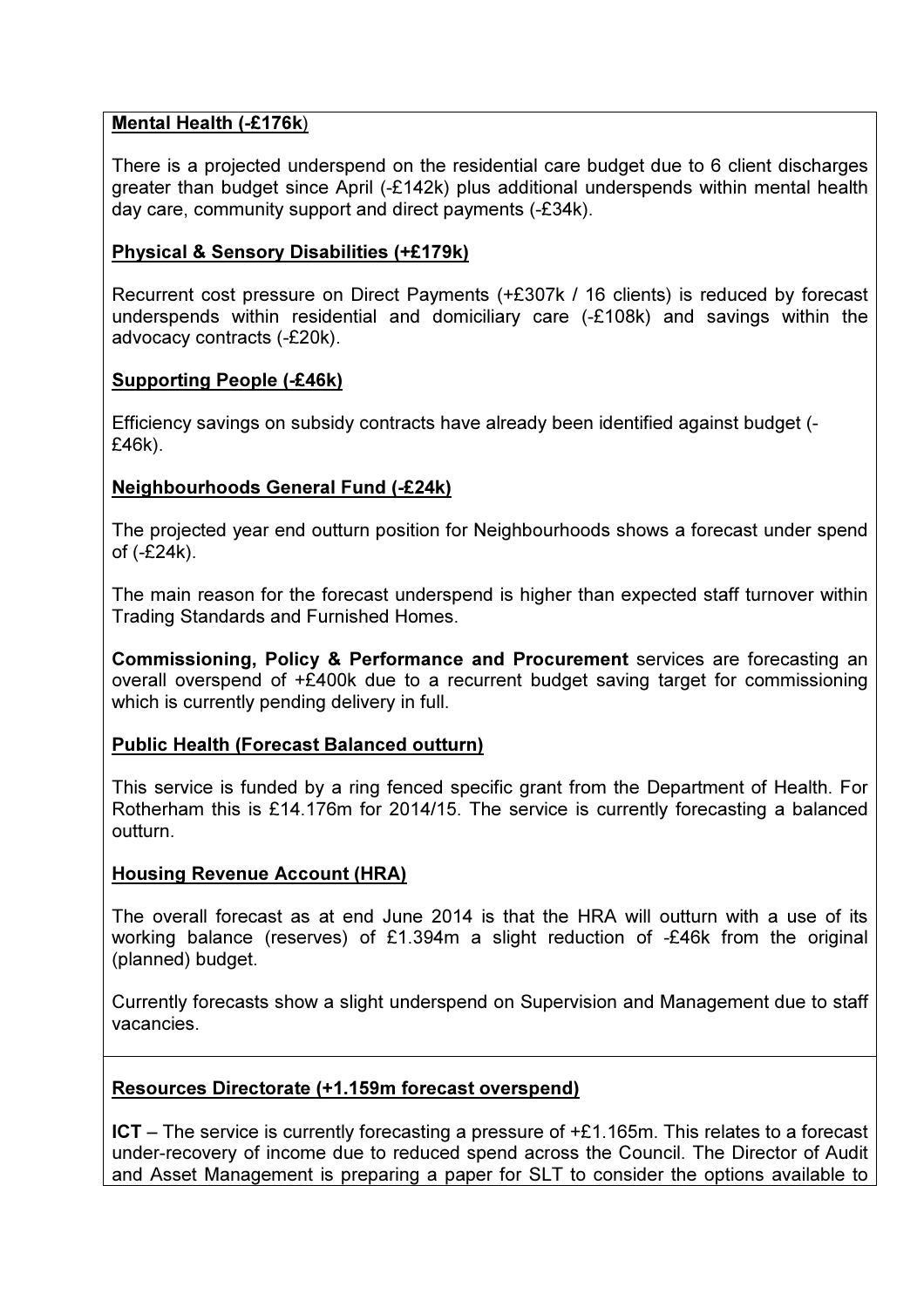**Mental Health (-£176k)**

There is a projected underspend on the residential care budget due to 6 client discharges greater than budget since April (-£142k) plus additional underspends within mental health day care, community support and direct payments (-£34k).

**Physical & Sensory Disabilities (+£179k)**

Recurrent cost pressure on Direct Payments (+£307k / 16 clients) is reduced by forecast underspends within residential and domiciliary care (-£108k) and savings within the advocacy contracts (-£20k).

**Supporting People (-£46k)**

Efficiency savings on subsidy contracts have already been identified against budget (-£46k).

**Neighbourhoods General Fund (-£24k)**

The projected year end outturn position for Neighbourhoods shows a forecast under spend of (-£24k).

The main reason for the forecast underspend is higher than expected staff turnover within Trading Standards and Furnished Homes.

**Commissioning, Policy & Performance and Procurement** services are forecasting an overall overspend of +£400k due to a recurrent budget saving target for commissioning which is currently pending delivery in full.

**Public Health (Forecast Balanced outturn)**

This service is funded by a ring fenced specific grant from the Department of Health. For Rotherham this is £14.176m for 2014/15. The service is currently forecasting a balanced outturn.

**Housing Revenue Account (HRA)**

The overall forecast as at end June 2014 is that the HRA will outturn with a use of its working balance (reserves) of £1.394m a slight reduction of -£46k from the original (planned) budget.

Currently forecasts show a slight underspend on Supervision and Management due to staff vacancies.

**Resources Directorate (+1.159m forecast overspend)**

**ICT** – The service is currently forecasting a pressure of +£1.165m. This relates to a forecast under-recovery of income due to reduced spend across the Council. The Director of Audit and Asset Management is preparing a paper for SLT to consider the options available to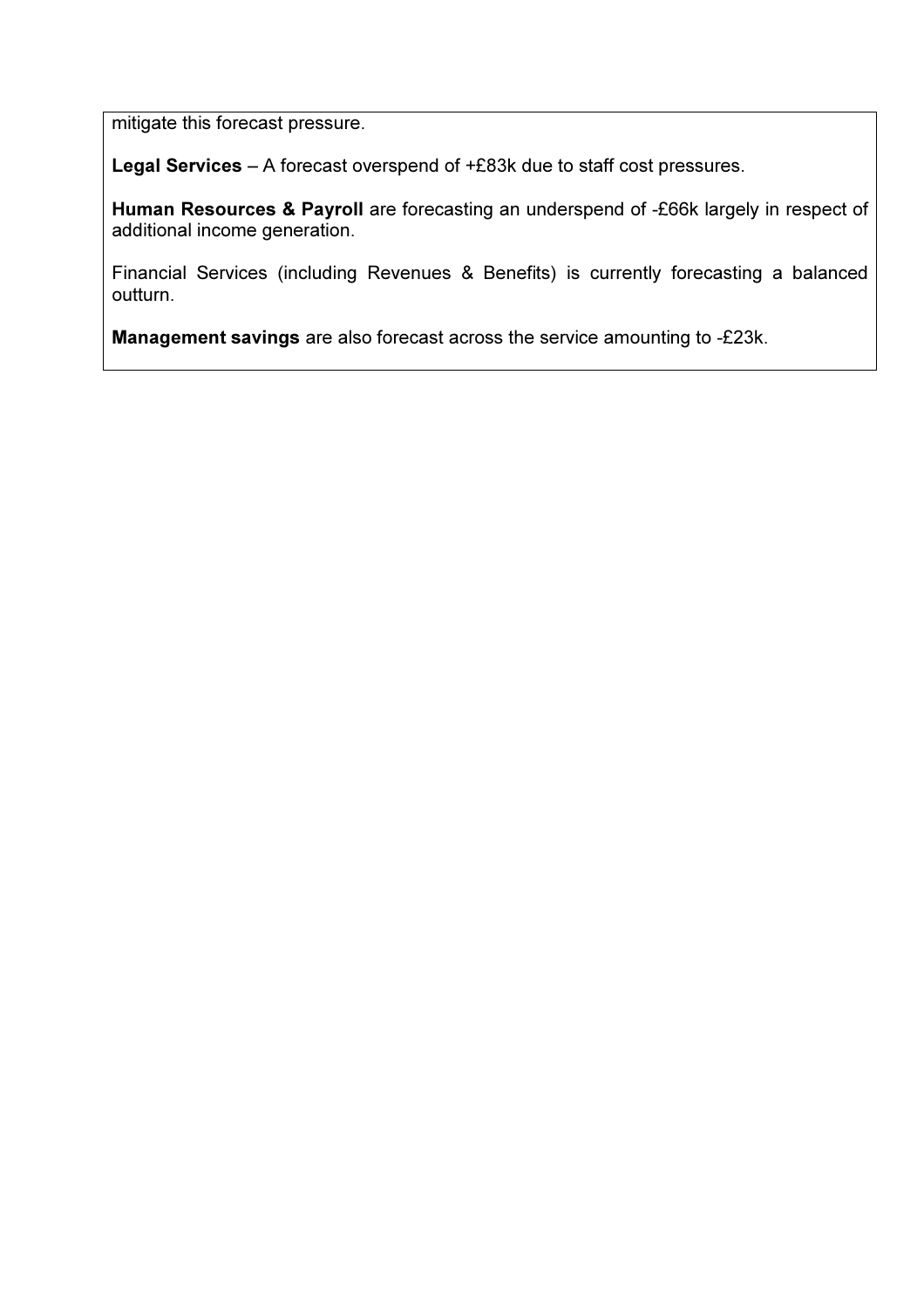mitigate this forecast pressure.

**Legal Services** – A forecast overspend of +£83k due to staff cost pressures.

**Human Resources & Payroll** are forecasting an underspend of -£66k largely in respect of additional income generation.

Financial Services (including Revenues & Benefits) is currently forecasting a balanced outturn.

**Management savings** are also forecast across the service amounting to -£23k.